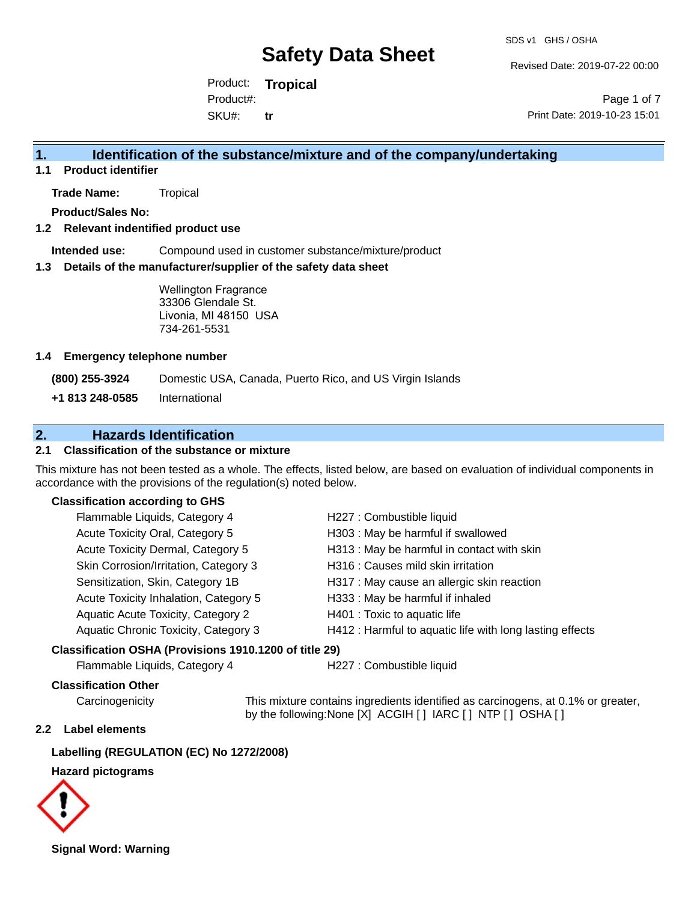# Safety Data Sheet

SDS v1 GHS / OSHA

Revised Date: 2019-07-22 00:00

Product: **Tropical**
Product#:
SKU#: **tr**

Print Date: 2019-10-23 15:01

## 1. Identification of the substance/mixture and of the company/undertaking

### 1.1 Product identifier

**Trade Name:** Tropical

**Product/Sales No:**

### 1.2 Relevant identified product use

**Intended use:** Compound used in customer substance/mixture/product

### 1.3 Details of the manufacturer/supplier of the safety data sheet

Wellington Fragrance
33306 Glendale St.
Livonia, MI 48150 USA
734-261-5531

### 1.4 Emergency telephone number

**(800) 255-3924** Domestic USA, Canada, Puerto Rico, and US Virgin Islands

**+1 813 248-0585** International

## 2. Hazards Identification

### 2.1 Classification of the substance or mixture

This mixture has not been tested as a whole. The effects, listed below, are based on evaluation of individual components in accordance with the provisions of the regulation(s) noted below.

**Classification according to GHS**

| | |
|---|---|
| Flammable Liquids, Category 4 | H227 : Combustible liquid |
| Acute Toxicity Oral, Category 5 | H303 : May be harmful if swallowed |
| Acute Toxicity Dermal, Category 5 | H313 : May be harmful in contact with skin |
| Skin Corrosion/Irritation, Category 3 | H316 : Causes mild skin irritation |
| Sensitization, Skin, Category 1B | H317 : May cause an allergic skin reaction |
| Acute Toxicity Inhalation, Category 5 | H333 : May be harmful if inhaled |
| Aquatic Acute Toxicity, Category 2 | H401 : Toxic to aquatic life |
| Aquatic Chronic Toxicity, Category 3 | H412 : Harmful to aquatic life with long lasting effects |

**Classification OSHA (Provisions 1910.1200 of title 29)**

| | |
|---|---|
| Flammable Liquids, Category 4 | H227 : Combustible liquid |

**Classification Other**

Carcinogenicity: This mixture contains ingredients identified as carcinogens, at 0.1% or greater, by the following:None [X] ACGIH [ ] IARC [ ] NTP [ ] OSHA [ ]

### 2.2 Label elements

**Labelling (REGULATION (EC) No 1272/2008)**

**Hazard pictograms**

**Signal Word: Warning**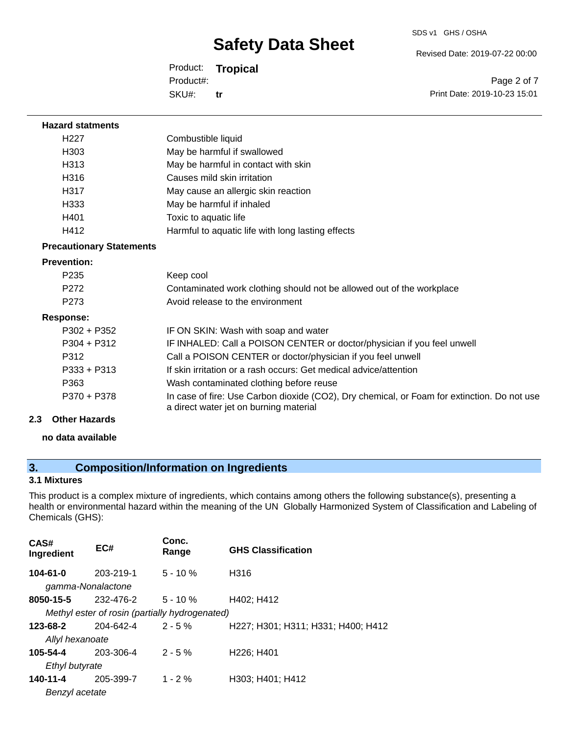**Hazard statments**

| | |
|---|---|
| H227 | Combustible liquid |
| H303 | May be harmful if swallowed |
| H313 | May be harmful in contact with skin |
| H316 | Causes mild skin irritation |
| H317 | May cause an allergic skin reaction |
| H333 | May be harmful if inhaled |
| H401 | Toxic to aquatic life |
| H412 | Harmful to aquatic life with long lasting effects |

**Precautionary Statements**

**Prevention:**

| | |
|---|---|
| P235 | Keep cool |
| P272 | Contaminated work clothing should not be allowed out of the workplace |
| P273 | Avoid release to the environment |

**Response:**

| | |
|---|---|
| P302 + P352 | IF ON SKIN: Wash with soap and water |
| P304 + P312 | IF INHALED: Call a POISON CENTER or doctor/physician if you feel unwell |
| P312 | Call a POISON CENTER or doctor/physician if you feel unwell |
| P333 + P313 | If skin irritation or a rash occurs: Get medical advice/attention |
| P363 | Wash contaminated clothing before reuse |
| P370 + P378 | In case of fire: Use Carbon dioxide ($CO_2$), Dry chemical, or Foam for extinction. Do not use a direct water jet on burning material |

### 2.3 Other Hazards

**no data available**

## 3. Composition/Information on Ingredients

### 3.1 Mixtures

This product is a complex mixture of ingredients, which contains among others the following substance(s), presenting a health or environmental hazard within the meaning of the UN Globally Harmonized System of Classification and Labeling of Chemicals (GHS):

| CAS# Ingredient | EC# | Conc. Range | GHS Classification |
|---|---|---|---|
| **104-61-0** *gamma-Nonalactone* | 203-219-1 | 5 - 10 % | H316 |
| **8050-15-5** *Methyl ester of rosin (partially hydrogenated)* | 232-476-2 | 5 - 10 % | H402; H412 |
| **123-68-2** *Allyl hexanoate* | 204-642-4 | 2 - 5 % | H227; H301; H311; H331; H400; H412 |
| **105-54-4** *Ethyl butyrate* | 203-306-4 | 2 - 5 % | H226; H401 |
| **140-11-4** *Benzyl acetate* | 205-399-7 | 1 - 2 % | H303; H401; H412 |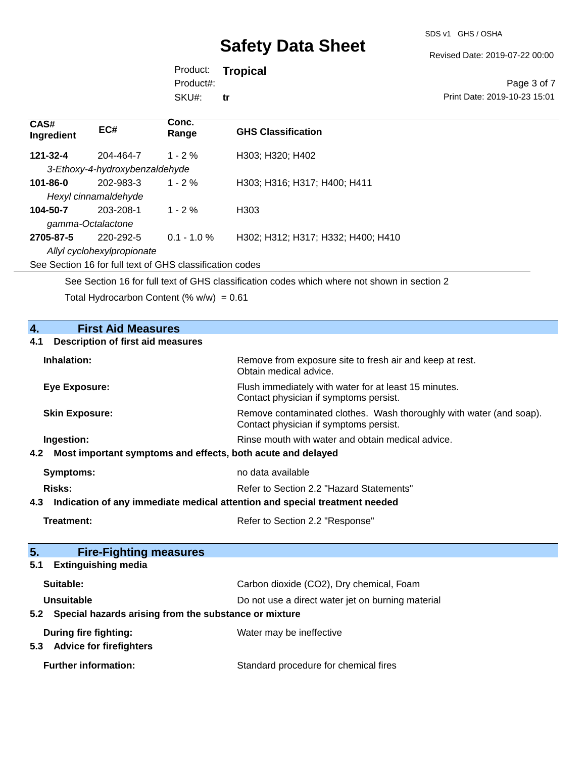| CAS# Ingredient | EC# | Conc. Range | GHS Classification |
|---|---|---|---|
| **121-32-4** | 204-464-7 | 1 - 2 % | H303; H320; H402 |
| *3-Ethoxy-4-hydroxybenzaldehyde* | | | |
| **101-86-0** | 202-983-3 | 1 - 2 % | H303; H316; H317; H400; H411 |
| *Hexyl cinnamaldehyde* | | | |
| **104-50-7** | 203-208-1 | 1 - 2 % | H303 |
| *gamma-Octalactone* | | | |
| **2705-87-5** | 220-292-5 | 0.1 - 1.0 % | H302; H312; H317; H332; H400; H410 |
| *Allyl cyclohexylpropionate* | | | |
| See Section 16 for full text of GHS classification codes | | | |

See Section 16 for full text of GHS classification codes which where not shown in section 2

Total Hydrocarbon Content (% w/w) = 0.61

## 4. First Aid Measures

### 4.1 Description of first aid measures

**Inhalation:** Remove from exposure site to fresh air and keep at rest. Obtain medical advice.

**Eye Exposure:** Flush immediately with water for at least 15 minutes. Contact physician if symptoms persist.

**Skin Exposure:** Remove contaminated clothes. Wash thoroughly with water (and soap). Contact physician if symptoms persist.

**Ingestion:** Rinse mouth with water and obtain medical advice.

### 4.2 Most important symptoms and effects, both acute and delayed

**Symptoms:** no data available

**Risks:** Refer to Section 2.2 "Hazard Statements"

### 4.3 Indication of any immediate medical attention and special treatment needed

**Treatment:** Refer to Section 2.2 "Response"

## 5. Fire-Fighting measures

### 5.1 Extinguishing media

**Suitable:** Carbon dioxide (CO2), Dry chemical, Foam

**Unsuitable** Do not use a direct water jet on burning material

### 5.2 Special hazards arising from the substance or mixture

**During fire fighting:** Water may be ineffective

### 5.3 Advice for firefighters

**Further information:** Standard procedure for chemical fires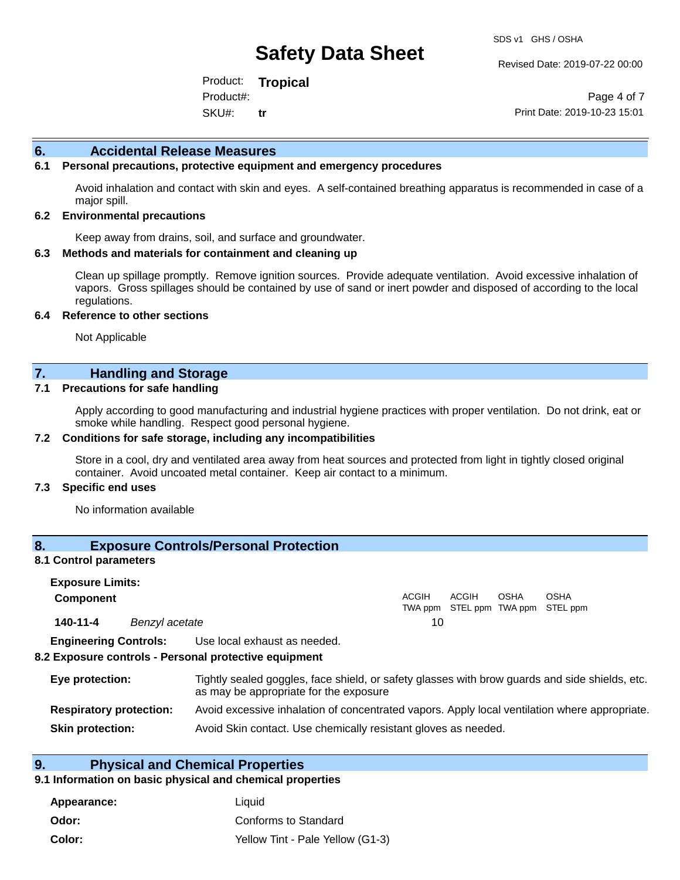## 6. Accidental Release Measures

### 6.1 Personal precautions, protective equipment and emergency procedures

Avoid inhalation and contact with skin and eyes. A self-contained breathing apparatus is recommended in case of a major spill.

### 6.2 Environmental precautions

Keep away from drains, soil, and surface and groundwater.

### 6.3 Methods and materials for containment and cleaning up

Clean up spillage promptly. Remove ignition sources. Provide adequate ventilation. Avoid excessive inhalation of vapors. Gross spillages should be contained by use of sand or inert powder and disposed of according to the local regulations.

### 6.4 Reference to other sections

Not Applicable

## 7. Handling and Storage

### 7.1 Precautions for safe handling

Apply according to good manufacturing and industrial hygiene practices with proper ventilation. Do not drink, eat or smoke while handling. Respect good personal hygiene.

### 7.2 Conditions for safe storage, including any incompatibilities

Store in a cool, dry and ventilated area away from heat sources and protected from light in tightly closed original container. Avoid uncoated metal container. Keep air contact to a minimum.

### 7.3 Specific end uses

No information available

## 8. Exposure Controls/Personal Protection

### 8.1 Control parameters

**Exposure Limits:**

| Component | | ACGIH TWA ppm | ACGIH STEL ppm | OSHA TWA ppm | OSHA STEL ppm |
|---|---|---|---|---|---|
| 140-11-4 | *Benzyl acetate* | 10 | | | |

**Engineering Controls:** Use local exhaust as needed.

### 8.2 Exposure controls - Personal protective equipment

**Eye protection:** Tightly sealed goggles, face shield, or safety glasses with brow guards and side shields, etc. as may be appropriate for the exposure

**Respiratory protection:** Avoid excessive inhalation of concentrated vapors. Apply local ventilation where appropriate.

**Skin protection:** Avoid Skin contact. Use chemically resistant gloves as needed.

## 9. Physical and Chemical Properties

### 9.1 Information on basic physical and chemical properties

**Appearance:** Liquid

**Odor:** Conforms to Standard

**Color:** Yellow Tint - Pale Yellow (G1-3)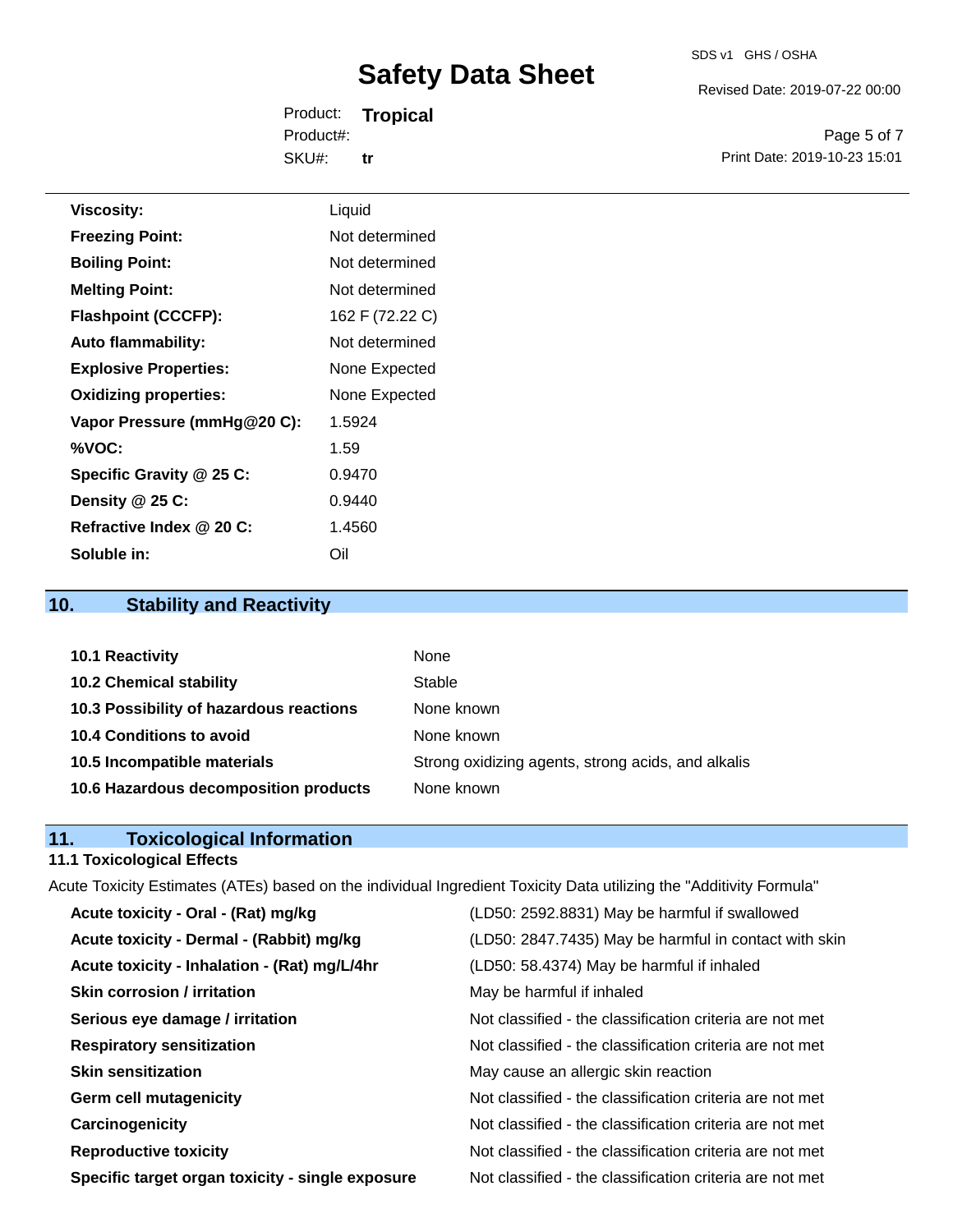| | |
|---|---|
| **Viscosity:** | Liquid |
| **Freezing Point:** | Not determined |
| **Boiling Point:** | Not determined |
| **Melting Point:** | Not determined |
| **Flashpoint (CCCFP):** | 162 F (72.22 C) |
| **Auto flammability:** | Not determined |
| **Explosive Properties:** | None Expected |
| **Oxidizing properties:** | None Expected |
| **Vapor Pressure (mmHg@20 C):** | 1.5924 |
| **%VOC:** | 1.59 |
| **Specific Gravity @ 25 C:** | 0.9470 |
| **Density @ 25 C:** | 0.9440 |
| **Refractive Index @ 20 C:** | 1.4560 |
| **Soluble in:** | Oil |

## 10. Stability and Reactivity

| | |
|---|---|
| **10.1 Reactivity** | None |
| **10.2 Chemical stability** | Stable |
| **10.3 Possibility of hazardous reactions** | None known |
| **10.4 Conditions to avoid** | None known |
| **10.5 Incompatible materials** | Strong oxidizing agents, strong acids, and alkalis |
| **10.6 Hazardous decomposition products** | None known |

## 11. Toxicological Information

### 11.1 Toxicological Effects

Acute Toxicity Estimates (ATEs) based on the individual Ingredient Toxicity Data utilizing the "Additivity Formula"

| | |
|---|---|
| **Acute toxicity - Oral - (Rat) mg/kg** | (LD50: 2592.8831) May be harmful if swallowed |
| **Acute toxicity - Dermal - (Rabbit) mg/kg** | (LD50: 2847.7435) May be harmful in contact with skin |
| **Acute toxicity - Inhalation - (Rat) mg/L/4hr** | (LD50: 58.4374) May be harmful if inhaled |
| **Skin corrosion / irritation** | May be harmful if inhaled |
| **Serious eye damage / irritation** | Not classified - the classification criteria are not met |
| **Respiratory sensitization** | Not classified - the classification criteria are not met |
| **Skin sensitization** | May cause an allergic skin reaction |
| **Germ cell mutagenicity** | Not classified - the classification criteria are not met |
| **Carcinogenicity** | Not classified - the classification criteria are not met |
| **Reproductive toxicity** | Not classified - the classification criteria are not met |
| **Specific target organ toxicity - single exposure** | Not classified - the classification criteria are not met |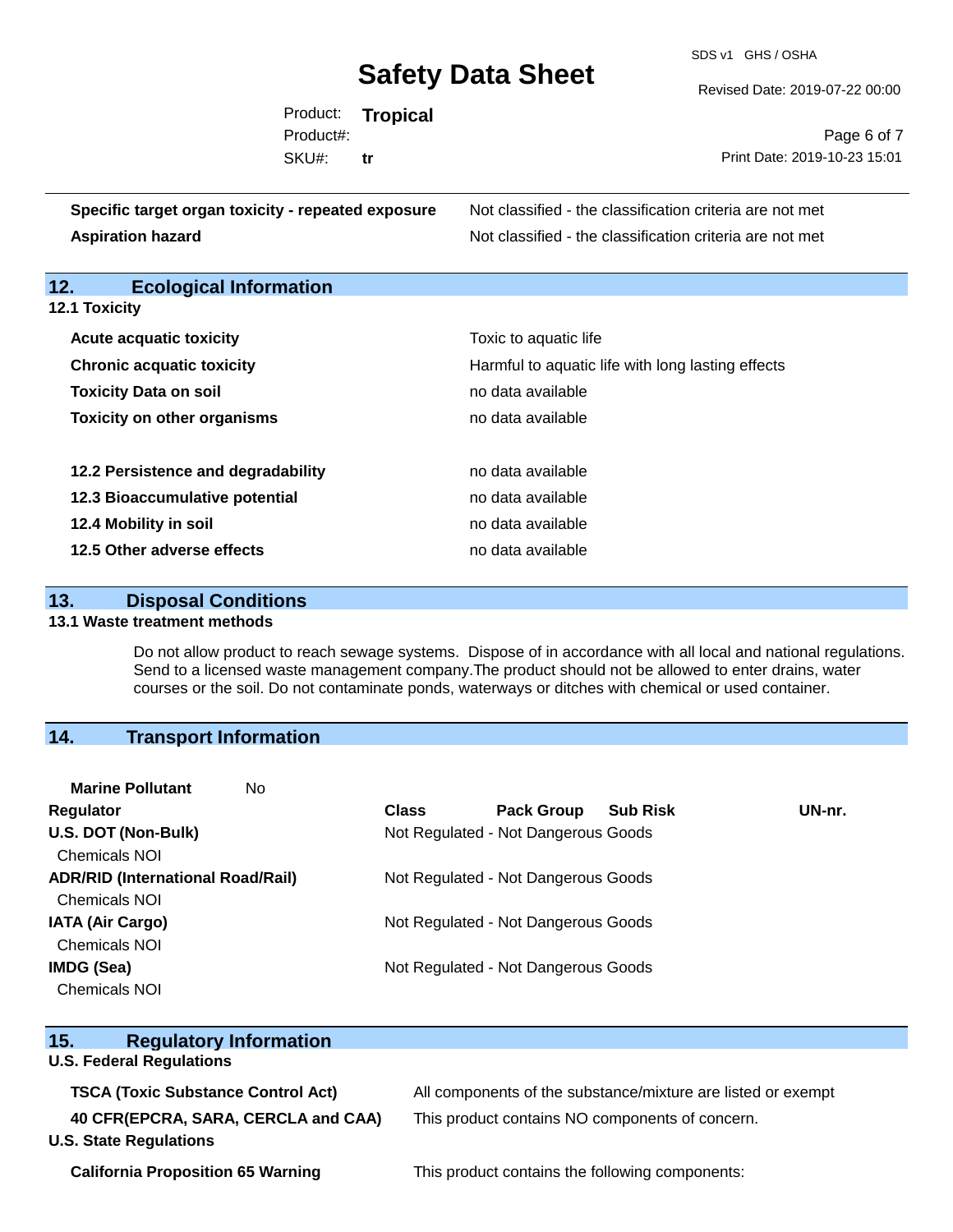| | |
|---|---|
| **Specific target organ toxicity - repeated exposure** | Not classified - the classification criteria are not met |
| **Aspiration hazard** | Not classified - the classification criteria are not met |

## 12. Ecological Information

### 12.1 Toxicity

| | |
|---|---|
| **Acute acquatic toxicity** | Toxic to aquatic life |
| **Chronic acquatic toxicity** | Harmful to aquatic life with long lasting effects |
| **Toxicity Data on soil** | no data available |
| **Toxicity on other organisms** | no data available |

| | |
|---|---|
| **12.2 Persistence and degradability** | no data available |
| **12.3 Bioaccumulative potential** | no data available |
| **12.4 Mobility in soil** | no data available |
| **12.5 Other adverse effects** | no data available |

## 13. Disposal Conditions

### 13.1 Waste treatment methods

Do not allow product to reach sewage systems. Dispose of in accordance with all local and national regulations. Send to a licensed waste management company.The product should not be allowed to enter drains, water courses or the soil. Do not contaminate ponds, waterways or ditches with chemical or used container.

## 14. Transport Information

**Marine Pollutant** No

| Regulator | Class | Pack Group | Sub Risk | UN-nr. |
|---|---|---|---|---|
| **U.S. DOT (Non-Bulk)** | Not Regulated - Not Dangerous Goods | | | |
| Chemicals NOI | | | | |
| **ADR/RID (International Road/Rail)** | Not Regulated - Not Dangerous Goods | | | |
| Chemicals NOI | | | | |
| **IATA (Air Cargo)** | Not Regulated - Not Dangerous Goods | | | |
| Chemicals NOI | | | | |
| **IMDG (Sea)** | Not Regulated - Not Dangerous Goods | | | |
| Chemicals NOI | | | | |

## 15. Regulatory Information

**U.S. Federal Regulations**

| | |
|---|---|
| **TSCA (Toxic Substance Control Act)** | All components of the substance/mixture are listed or exempt |
| **40 CFR(EPCRA, SARA, CERCLA and CAA)** | This product contains NO components of concern. |

**U.S. State Regulations**

| | |
|---|---|
| **California Proposition 65 Warning** | This product contains the following components: |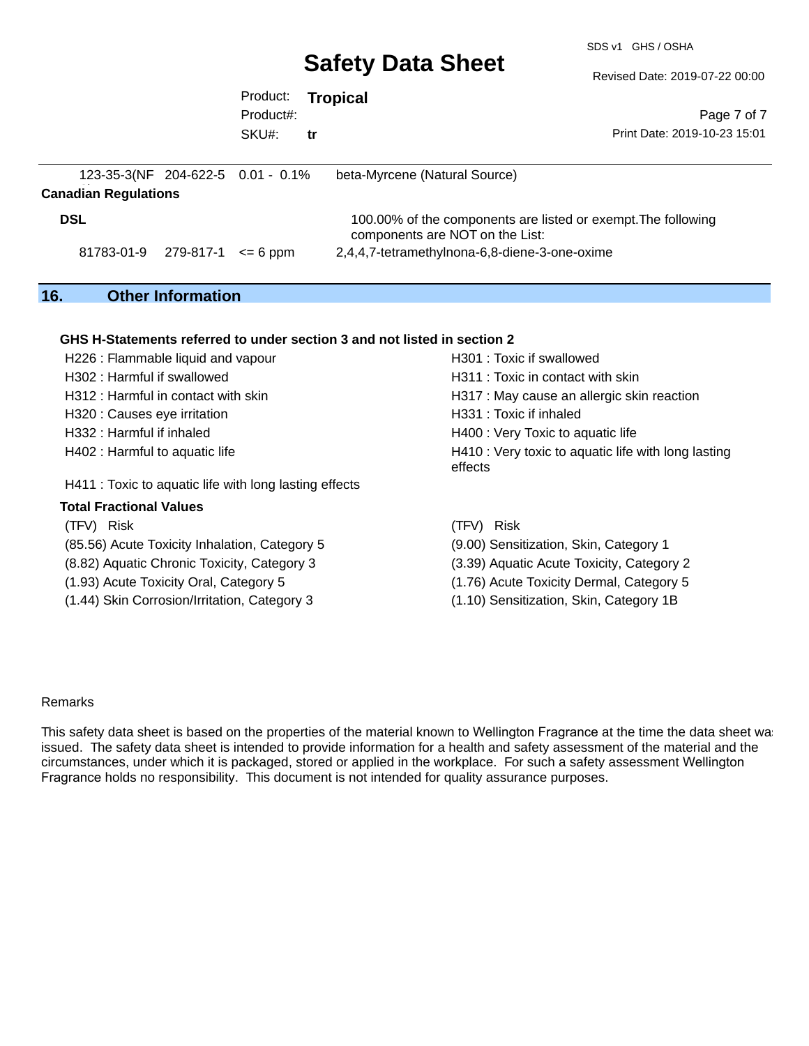| | | | |
|---|---|---|---|
| 123-35-3(NF | 204-622-5 | 0.01 - 0.1% | beta-Myrcene (Natural Source) |

**Canadian Regulations**

**DSL** 100.00% of the components are listed or exempt.The following components are NOT on the List:

| | | | |
|---|---|---|---|
| 81783-01-9 | 279-817-1 | <= 6 ppm | 2,4,4,7-tetramethylnona-6,8-diene-3-one-oxime |

## 16. Other Information

**GHS H-Statements referred to under section 3 and not listed in section 2**

H226 : Flammable liquid and vapour
H301 : Toxic if swallowed
H302 : Harmful if swallowed
H311 : Toxic in contact with skin
H312 : Harmful in contact with skin
H317 : May cause an allergic skin reaction
H320 : Causes eye irritation
H331 : Toxic if inhaled
H332 : Harmful if inhaled
H400 : Very Toxic to aquatic life
H402 : Harmful to aquatic life
H410 : Very toxic to aquatic life with long lasting effects
H411 : Toxic to aquatic life with long lasting effects

**Total Fractional Values**

(TFV) Risk
(85.56) Acute Toxicity Inhalation, Category 5
(9.00) Sensitization, Skin, Category 1
(8.82) Aquatic Chronic Toxicity, Category 3
(3.39) Aquatic Acute Toxicity, Category 2
(1.93) Acute Toxicity Oral, Category 5
(1.76) Acute Toxicity Dermal, Category 5
(1.44) Skin Corrosion/Irritation, Category 3
(1.10) Sensitization, Skin, Category 1B

Remarks

This safety data sheet is based on the properties of the material known to Wellington Fragrance at the time the data sheet was issued. The safety data sheet is intended to provide information for a health and safety assessment of the material and the circumstances, under which it is packaged, stored or applied in the workplace. For such a safety assessment Wellington Fragrance holds no responsibility. This document is not intended for quality assurance purposes.